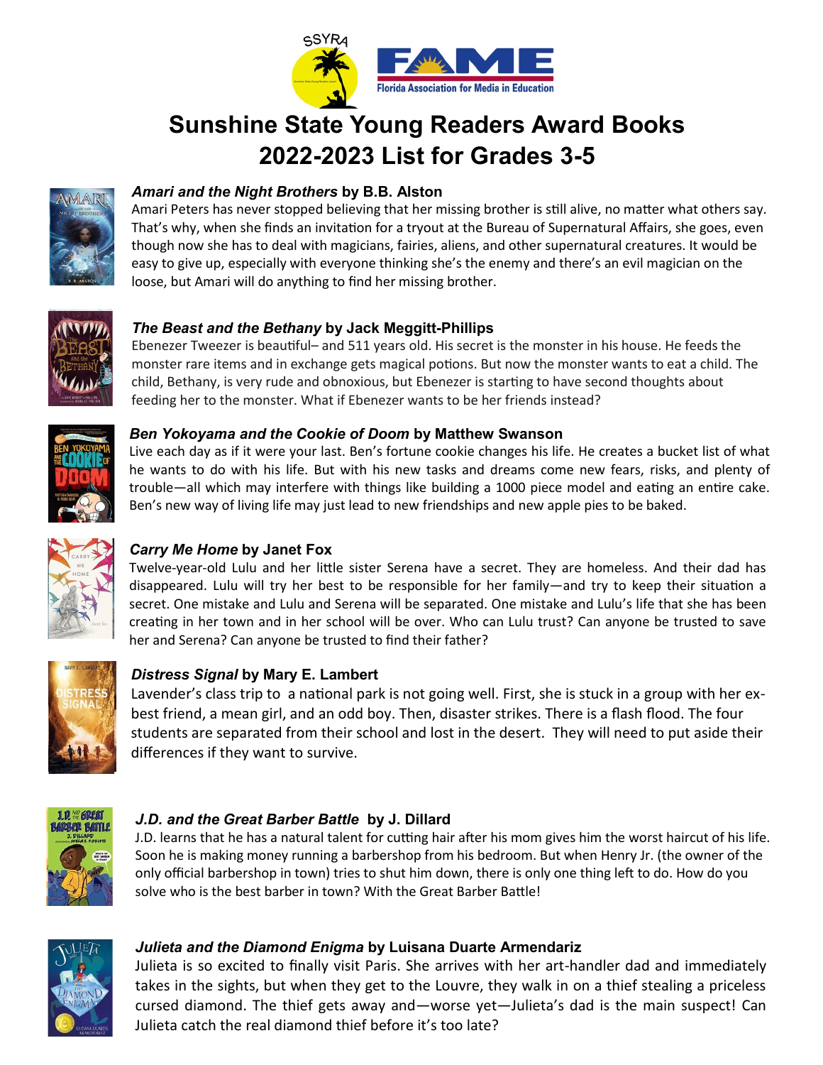# Sunshine State Young Readers Award Books
# 2022-2023 List for Grades 3-5

### *Amari and the Night Brothers* by B.B. Alston

Amari Peters has never stopped believing that her missing brother is still alive, no matter what others say. That's why, when she finds an invitation for a tryout at the Bureau of Supernatural Affairs, she goes, even though now she has to deal with magicians, fairies, aliens, and other supernatural creatures. It would be easy to give up, especially with everyone thinking she's the enemy and there's an evil magician on the loose, but Amari will do anything to find her missing brother.

### *The Beast and the Bethany* by Jack Meggitt-Phillips

Ebenezer Tweezer is beautiful– and 511 years old. His secret is the monster in his house. He feeds the monster rare items and in exchange gets magical potions. But now the monster wants to eat a child. The child, Bethany, is very rude and obnoxious, but Ebenezer is starting to have second thoughts about feeding her to the monster. What if Ebenezer wants to be her friends instead?

### *Ben Yokoyama and the Cookie of Doom* by Matthew Swanson

Live each day as if it were your last. Ben's fortune cookie changes his life. He creates a bucket list of what he wants to do with his life. But with his new tasks and dreams come new fears, risks, and plenty of trouble—all which may interfere with things like building a 1000 piece model and eating an entire cake. Ben's new way of living life may just lead to new friendships and new apple pies to be baked.

### *Carry Me Home* by Janet Fox

Twelve-year-old Lulu and her little sister Serena have a secret. They are homeless. And their dad has disappeared. Lulu will try her best to be responsible for her family—and try to keep their situation a secret. One mistake and Lulu and Serena will be separated. One mistake and Lulu's life that she has been creating in her town and in her school will be over. Who can Lulu trust? Can anyone be trusted to save her and Serena? Can anyone be trusted to find their father?

### *Distress Signal* by Mary E. Lambert

Lavender's class trip to a national park is not going well. First, she is stuck in a group with her ex-best friend, a mean girl, and an odd boy. Then, disaster strikes. There is a flash flood. The four students are separated from their school and lost in the desert. They will need to put aside their differences if they want to survive.

### *J.D. and the Great Barber Battle* by J. Dillard

J.D. learns that he has a natural talent for cutting hair after his mom gives him the worst haircut of his life. Soon he is making money running a barbershop from his bedroom. But when Henry Jr. (the owner of the only official barbershop in town) tries to shut him down, there is only one thing left to do. How do you solve who is the best barber in town? With the Great Barber Battle!

### *Julieta and the Diamond Enigma* by Luisana Duarte Armendariz

Julieta is so excited to finally visit Paris. She arrives with her art-handler dad and immediately takes in the sights, but when they get to the Louvre, they walk in on a thief stealing a priceless cursed diamond. The thief gets away and—worse yet—Julieta's dad is the main suspect! Can Julieta catch the real diamond thief before it's too late?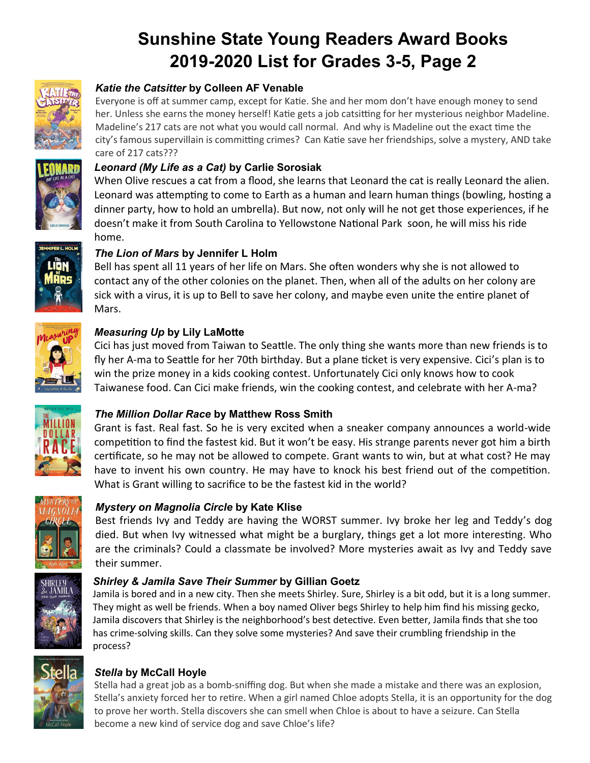# Sunshine State Young Readers Award Books 2019-2020 List for Grades 3-5, Page 2

### *Katie the Catsitter* by Colleen AF Venable

Everyone is off at summer camp, except for Katie. She and her mom don't have enough money to send her. Unless she earns the money herself! Katie gets a job catsitting for her mysterious neighbor Madeline. Madeline's 217 cats are not what you would call normal. And why is Madeline out the exact time the city's famous supervillain is committing crimes? Can Katie save her friendships, solve a mystery, AND take care of 217 cats???

### *Leonard (My Life as a Cat)* by Carlie Sorosiak

When Olive rescues a cat from a flood, she learns that Leonard the cat is really Leonard the alien. Leonard was attempting to come to Earth as a human and learn human things (bowling, hosting a dinner party, how to hold an umbrella). But now, not only will he not get those experiences, if he doesn't make it from South Carolina to Yellowstone National Park soon, he will miss his ride home.

### *The Lion of Mars* by Jennifer L Holm

Bell has spent all 11 years of her life on Mars. She often wonders why she is not allowed to contact any of the other colonies on the planet. Then, when all of the adults on her colony are sick with a virus, it is up to Bell to save her colony, and maybe even unite the entire planet of Mars.

### *Measuring Up* by Lily LaMotte

Cici has just moved from Taiwan to Seattle. The only thing she wants more than new friends is to fly her A-ma to Seattle for her 70th birthday. But a plane ticket is very expensive. Cici's plan is to win the prize money in a kids cooking contest. Unfortunately Cici only knows how to cook Taiwanese food. Can Cici make friends, win the cooking contest, and celebrate with her A-ma?

### *The Million Dollar Race* by Matthew Ross Smith

Grant is fast. Real fast. So he is very excited when a sneaker company announces a world-wide competition to find the fastest kid. But it won't be easy. His strange parents never got him a birth certificate, so he may not be allowed to compete. Grant wants to win, but at what cost? He may have to invent his own country. He may have to knock his best friend out of the competition. What is Grant willing to sacrifice to be the fastest kid in the world?

### *Mystery on Magnolia Circle* by Kate Klise

Best friends Ivy and Teddy are having the WORST summer. Ivy broke her leg and Teddy's dog died. But when Ivy witnessed what might be a burglary, things get a lot more interesting. Who are the criminals? Could a classmate be involved? More mysteries await as Ivy and Teddy save their summer.

### *Shirley & Jamila Save Their Summer* by Gillian Goetz

Jamila is bored and in a new city. Then she meets Shirley. Sure, Shirley is a bit odd, but it is a long summer. They might as well be friends. When a boy named Oliver begs Shirley to help him find his missing gecko, Jamila discovers that Shirley is the neighborhood's best detective. Even better, Jamila finds that she too has crime-solving skills. Can they solve some mysteries? And save their crumbling friendship in the process?

### *Stella* by McCall Hoyle

Stella had a great job as a bomb-sniffing dog. But when she made a mistake and there was an explosion, Stella's anxiety forced her to retire. When a girl named Chloe adopts Stella, it is an opportunity for the dog to prove her worth. Stella discovers she can smell when Chloe is about to have a seizure. Can Stella become a new kind of service dog and save Chloe's life?